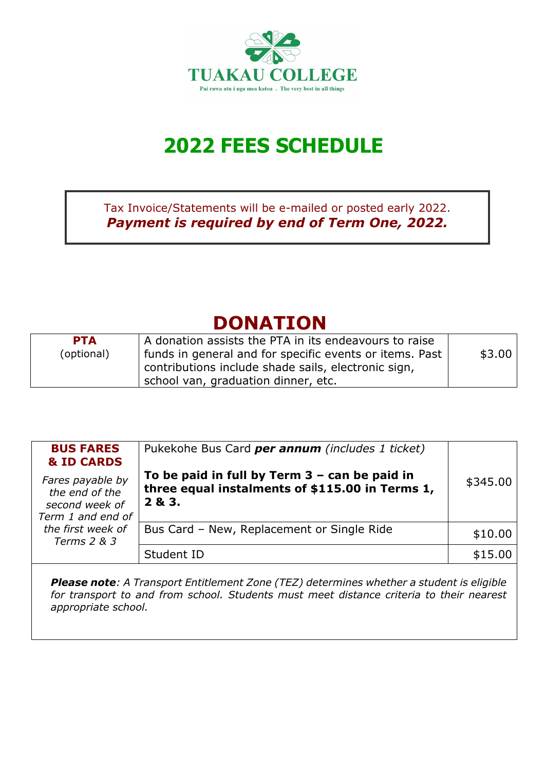**TUAKAU COLLEGE**

Pai rawa atu i nga mea katoa . The very best in all things

# 2022 FEES SCHEDULE

Tax Invoice/Statements will be e-mailed or posted early 2022.
***Payment is required by end of Term One, 2022.***

## DONATION

| | | |
|---|---|---|
| **PTA** (optional) | A donation assists the PTA in its endeavours to raise funds in general and for specific events or items. Past contributions include shade sails, electronic sign, school van, graduation dinner, etc. | $3.00 |

| | | |
|---|---|---|
| **BUS FARES & ID CARDS** *Fares payable by the end of the second week of Term 1 and end of the first week of Terms 2 & 3* | Pukekohe Bus Card ***per annum*** *(includes 1 ticket)* **To be paid in full by Term 3 – can be paid in three equal instalments of $115.00 in Terms 1, 2 & 3.** | $345.00 |
| | Bus Card – New, Replacement or Single Ride | $10.00 |
| | Student ID | $15.00 |

***Please note****: A Transport Entitlement Zone (TEZ) determines whether a student is eligible for transport to and from school. Students must meet distance criteria to their nearest appropriate school.*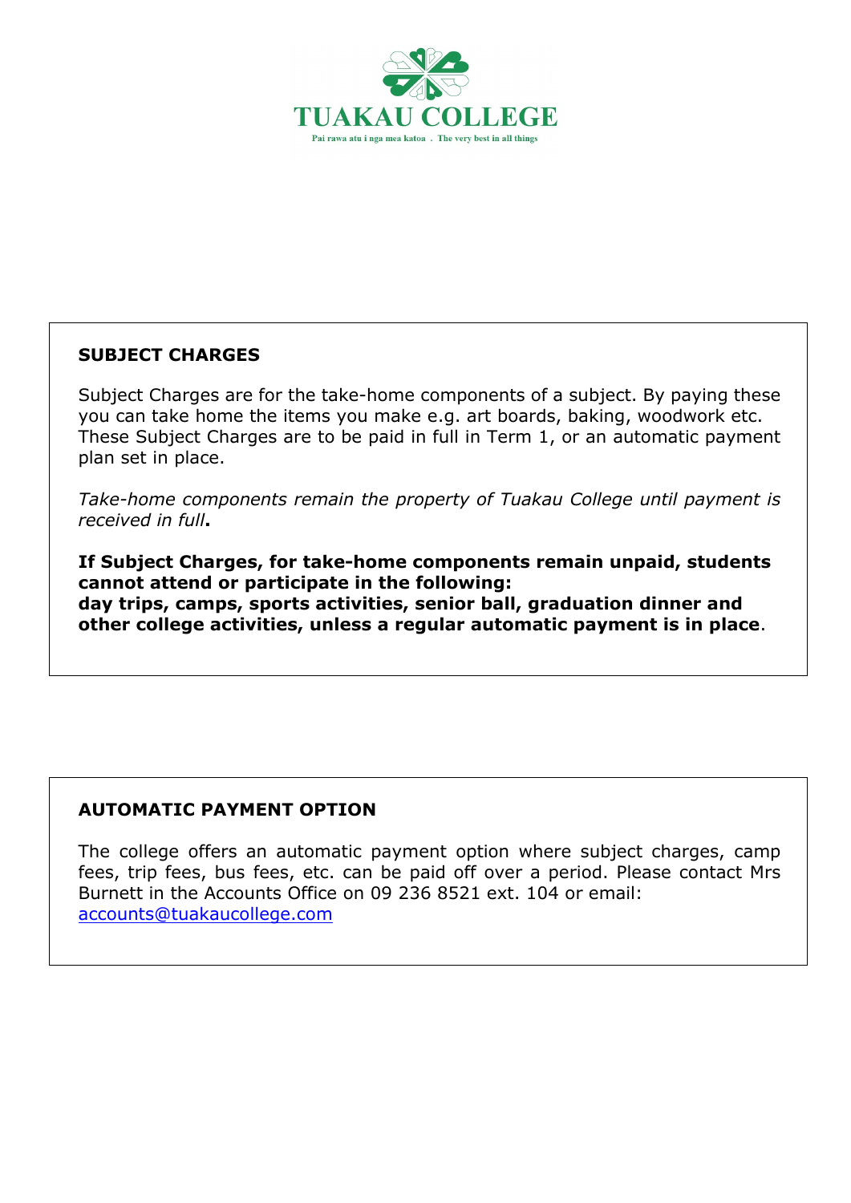# TUAKAU COLLEGE

Pai rawa atu i nga mea katoa . The very best in all things

## SUBJECT CHARGES

Subject Charges are for the take-home components of a subject. By paying these you can take home the items you make e.g. art boards, baking, woodwork etc. These Subject Charges are to be paid in full in Term 1, or an automatic payment plan set in place.

*Take-home components remain the property of Tuakau College until payment is received in full***.**

**If Subject Charges, for take-home components remain unpaid, students cannot attend or participate in the following:**
**day trips, camps, sports activities, senior ball, graduation dinner and other college activities, unless a regular automatic payment is in place**.

## AUTOMATIC PAYMENT OPTION

The college offers an automatic payment option where subject charges, camp fees, trip fees, bus fees, etc. can be paid off over a period. Please contact Mrs Burnett in the Accounts Office on 09 236 8521 ext. 104 or email: [accounts@tuakaucollege.com](mailto:accounts@tuakaucollege.com)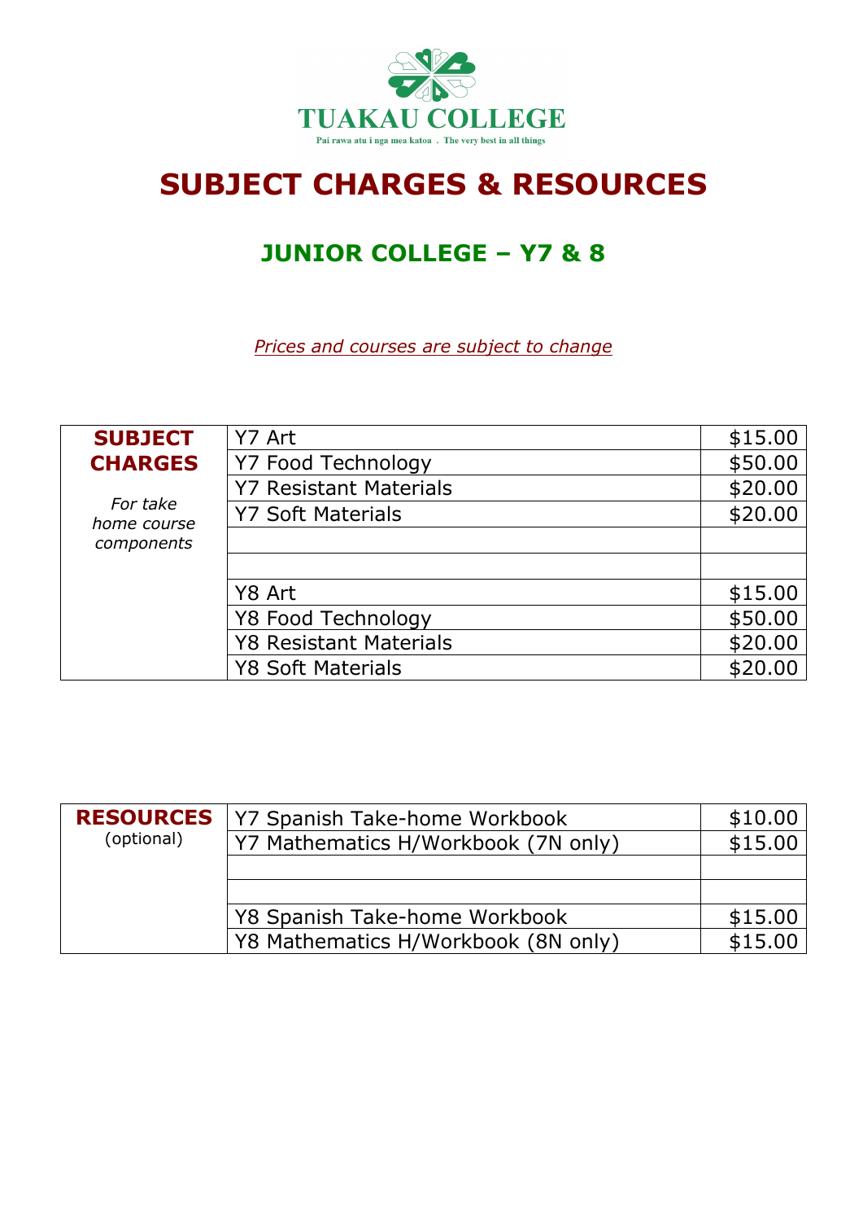TUAKAU COLLEGE

Pai rawa atu i nga mea katoa . The very best in all things

# SUBJECT CHARGES & RESOURCES

## JUNIOR COLLEGE – Y7 & 8

*Prices and courses are subject to change*

| **SUBJECT CHARGES** *For take home course components* | | |
|---|---|---|
| | Y7 Art | $15.00 |
| | Y7 Food Technology | $50.00 |
| | Y7 Resistant Materials | $20.00 |
| | Y7 Soft Materials | $20.00 |
| | | |
| | | |
| | Y8 Art | $15.00 |
| | Y8 Food Technology | $50.00 |
| | Y8 Resistant Materials | $20.00 |
| | Y8 Soft Materials | $20.00 |

| **RESOURCES** (optional) | | |
|---|---|---|
| | Y7 Spanish Take-home Workbook | $10.00 |
| | Y7 Mathematics H/Workbook (7N only) | $15.00 |
| | | |
| | | |
| | Y8 Spanish Take-home Workbook | $15.00 |
| | Y8 Mathematics H/Workbook (8N only) | $15.00 |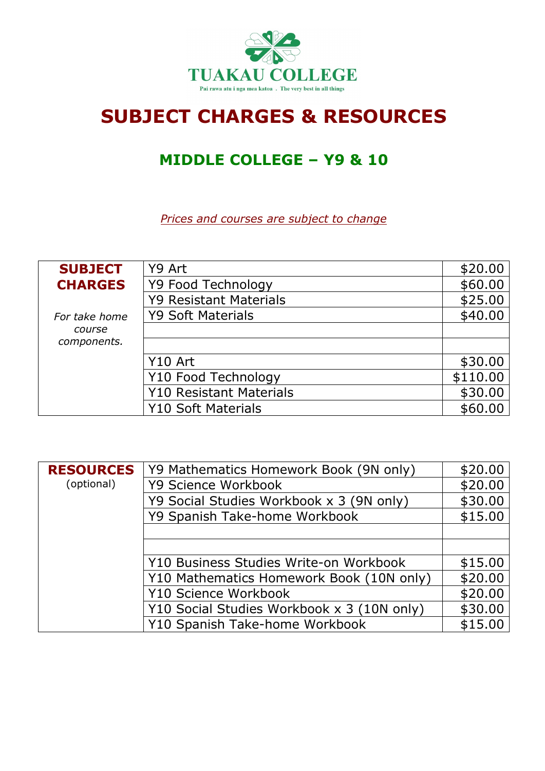TUAKAU COLLEGE

Pai rawa atu i nga mea katoa . The very best in all things

# SUBJECT CHARGES & RESOURCES

## MIDDLE COLLEGE – Y9 & 10

*Prices and courses are subject to change*

| | | |
|---|---|---|
| **SUBJECT CHARGES** *For take home course components.* | Y9 Art | $20.00 |
| | Y9 Food Technology | $60.00 |
| | Y9 Resistant Materials | $25.00 |
| | Y9 Soft Materials | $40.00 |
| | | |
| | | |
| | Y10 Art | $30.00 |
| | Y10 Food Technology | $110.00 |
| | Y10 Resistant Materials | $30.00 |
| | Y10 Soft Materials | $60.00 |

| | | |
|---|---|---|
| **RESOURCES** (optional) | Y9 Mathematics Homework Book (9N only) | $20.00 |
| | Y9 Science Workbook | $20.00 |
| | Y9 Social Studies Workbook x 3 (9N only) | $30.00 |
| | Y9 Spanish Take-home Workbook | $15.00 |
| | | |
| | | |
| | Y10 Business Studies Write-on Workbook | $15.00 |
| | Y10 Mathematics Homework Book (10N only) | $20.00 |
| | Y10 Science Workbook | $20.00 |
| | Y10 Social Studies Workbook x 3 (10N only) | $30.00 |
| | Y10 Spanish Take-home Workbook | $15.00 |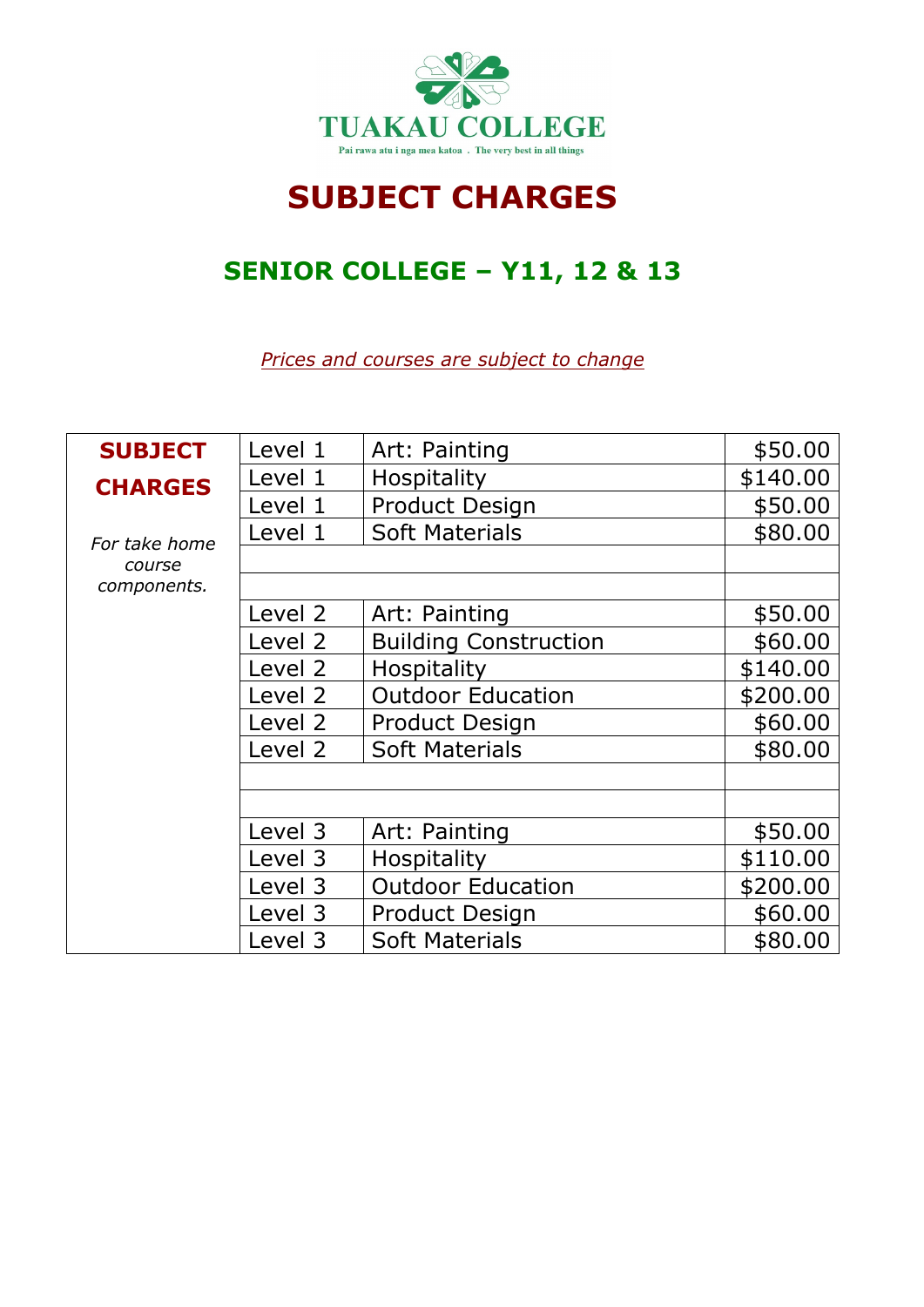TUAKAU COLLEGE

Pai rawa atu i nga mea katoa . The very best in all things

# SUBJECT CHARGES

## SENIOR COLLEGE – Y11, 12 & 13

*Prices and courses are subject to change*

| SUBJECT CHARGES *For take home course components.* | Level | Subject | Charge |
|---|---|---|---|
| | Level 1 | Art: Painting | $50.00 |
| | Level 1 | Hospitality | $140.00 |
| | Level 1 | Product Design | $50.00 |
| | Level 1 | Soft Materials | $80.00 |
| | | | |
| | | | |
| | Level 2 | Art: Painting | $50.00 |
| | Level 2 | Building Construction | $60.00 |
| | Level 2 | Hospitality | $140.00 |
| | Level 2 | Outdoor Education | $200.00 |
| | Level 2 | Product Design | $60.00 |
| | Level 2 | Soft Materials | $80.00 |
| | | | |
| | | | |
| | Level 3 | Art: Painting | $50.00 |
| | Level 3 | Hospitality | $110.00 |
| | Level 3 | Outdoor Education | $200.00 |
| | Level 3 | Product Design | $60.00 |
| | Level 3 | Soft Materials | $80.00 |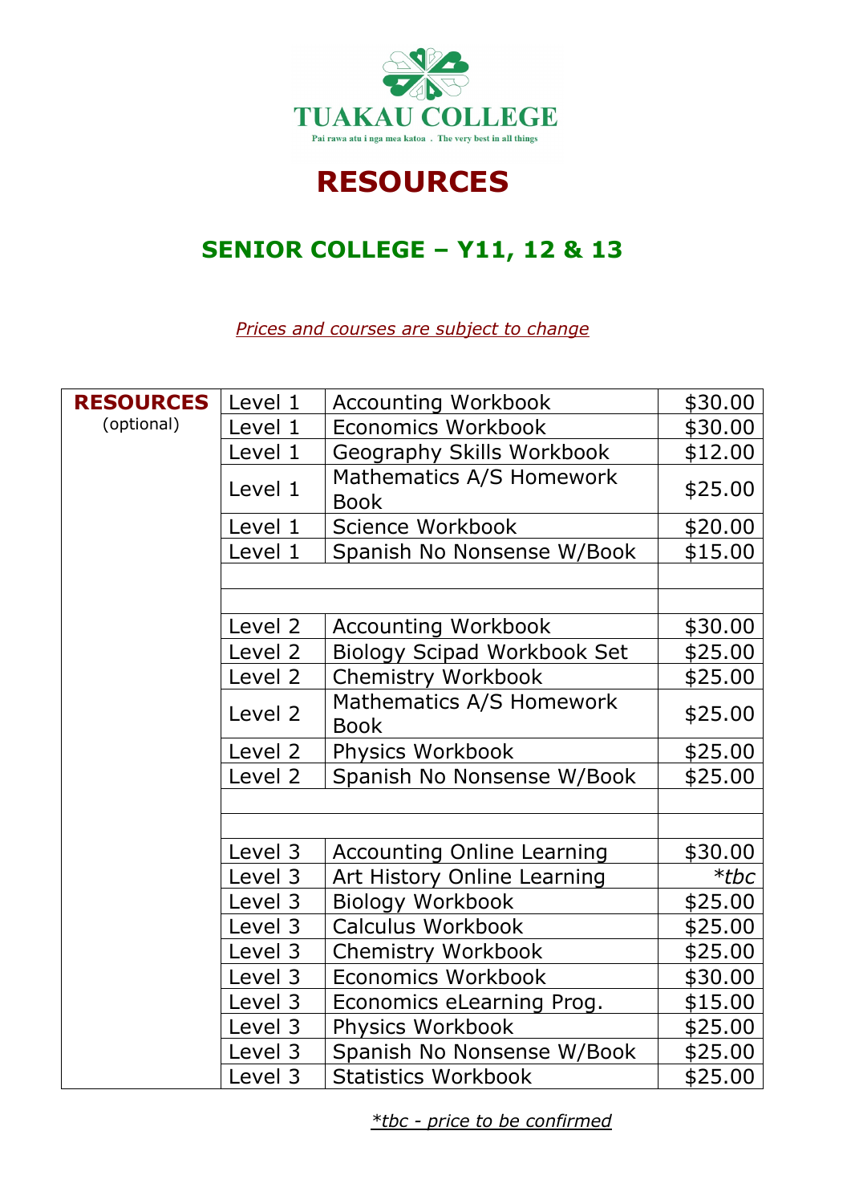TUAKAU COLLEGE

Pai rawa atu i nga mea katoa . The very best in all things

# RESOURCES

## SENIOR COLLEGE – Y11, 12 & 13

*Prices and courses are subject to change*

| RESOURCES (optional) | | | |
|---|---|---|---|
| | Level 1 | Accounting Workbook | $30.00 |
| | Level 1 | Economics Workbook | $30.00 |
| | Level 1 | Geography Skills Workbook | $12.00 |
| | Level 1 | Mathematics A/S Homework Book | $25.00 |
| | Level 1 | Science Workbook | $20.00 |
| | Level 1 | Spanish No Nonsense W/Book | $15.00 |
| | | | |
| | | | |
| | Level 2 | Accounting Workbook | $30.00 |
| | Level 2 | Biology Scipad Workbook Set | $25.00 |
| | Level 2 | Chemistry Workbook | $25.00 |
| | Level 2 | Mathematics A/S Homework Book | $25.00 |
| | Level 2 | Physics Workbook | $25.00 |
| | Level 2 | Spanish No Nonsense W/Book | $25.00 |
| | | | |
| | | | |
| | Level 3 | Accounting Online Learning | $30.00 |
| | Level 3 | Art History Online Learning | *\*tbc* |
| | Level 3 | Biology Workbook | $25.00 |
| | Level 3 | Calculus Workbook | $25.00 |
| | Level 3 | Chemistry Workbook | $25.00 |
| | Level 3 | Economics Workbook | $30.00 |
| | Level 3 | Economics eLearning Prog. | $15.00 |
| | Level 3 | Physics Workbook | $25.00 |
| | Level 3 | Spanish No Nonsense W/Book | $25.00 |
| | Level 3 | Statistics Workbook | $25.00 |

*\*tbc - price to be confirmed*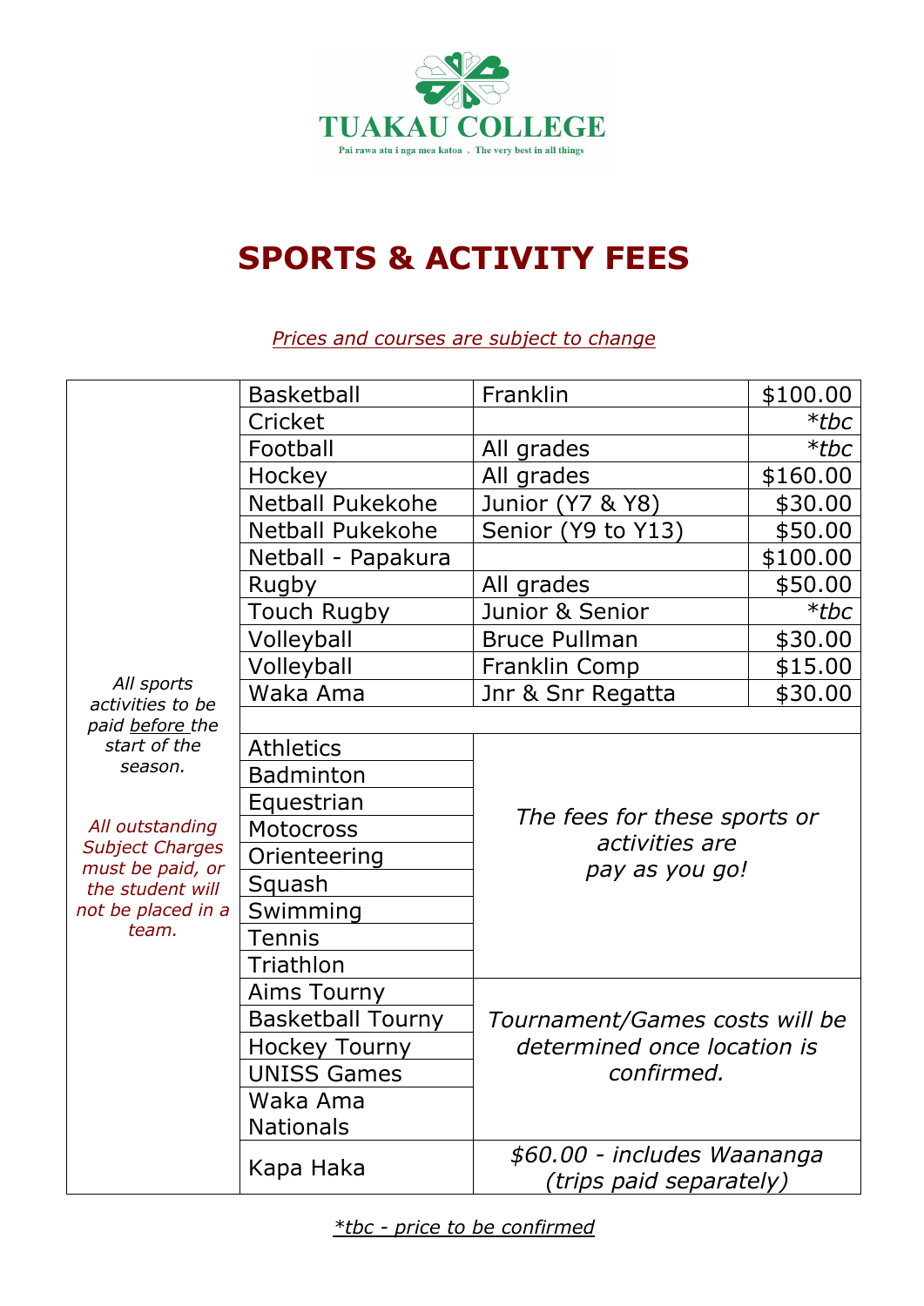TUAKAU COLLEGE

Pai rawa atu i nga mea katoa . The very best in all things

# SPORTS & ACTIVITY FEES

*Prices and courses are subject to change*

| | Sport / Activity | Details | Fee |
|---|---|---|---|
| *All sports activities to be paid before the start of the season.* *All outstanding Subject Charges must be paid, or the student will not be placed in a team.* | Basketball | Franklin | $100.00 |
| | Cricket | | *\*tbc* |
| | Football | All grades | *\*tbc* |
| | Hockey | All grades | $160.00 |
| | Netball Pukekohe | Junior (Y7 & Y8) | $30.00 |
| | Netball Pukekohe | Senior (Y9 to Y13) | $50.00 |
| | Netball - Papakura | | $100.00 |
| | Rugby | All grades | $50.00 |
| | Touch Rugby | Junior & Senior | *\*tbc* |
| | Volleyball | Bruce Pullman | $30.00 |
| | Volleyball | Franklin Comp | $15.00 |
| | Waka Ama | Jnr & Snr Regatta | $30.00 |
| | | | |
| | Athletics | *The fees for these sports or activities are pay as you go!* | |
| | Badminton | | |
| | Equestrian | | |
| | Motocross | | |
| | Orienteering | | |
| | Squash | | |
| | Swimming | | |
| | Tennis | | |
| | Triathlon | | |
| | Aims Tourny | *Tournament/Games costs will be determined once location is confirmed.* | |
| | Basketball Tourny | | |
| | Hockey Tourny | | |
| | UNISS Games | | |
| | Waka Ama Nationals | | |
| | Kapa Haka | *$60.00 - includes Waananga (trips paid separately)* | |

*\*tbc - price to be confirmed*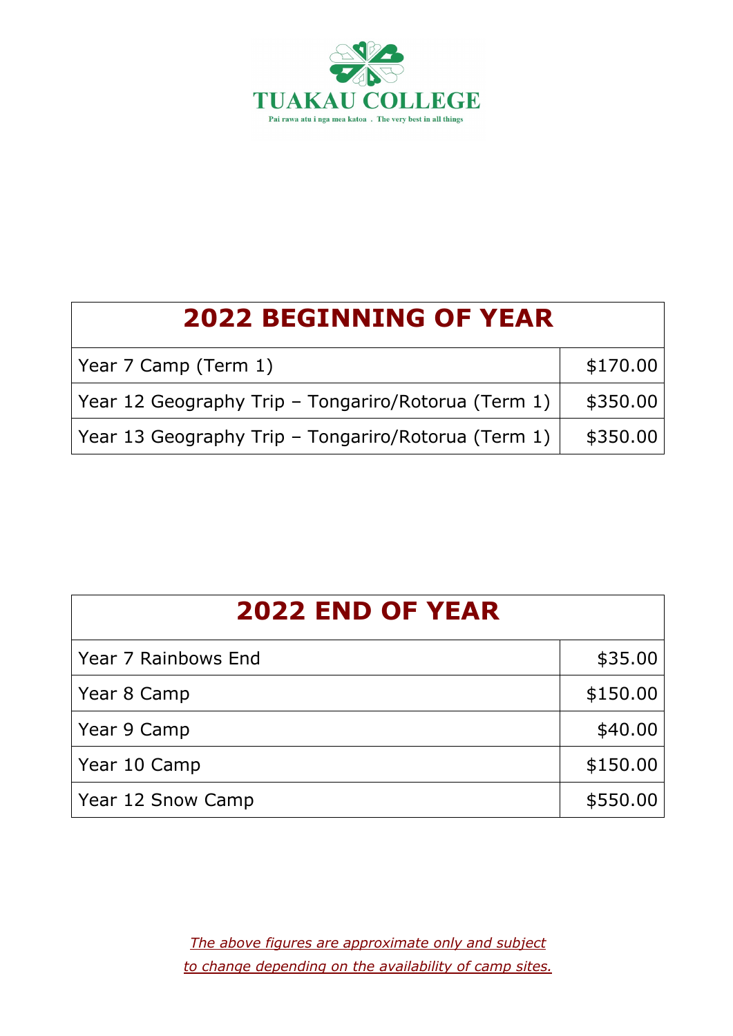TUAKAU COLLEGE

Pai rawa atu i nga mea katoa . The very best in all things

| 2022 BEGINNING OF YEAR | |
| --- | --- |
| Year 7 Camp (Term 1) | $170.00 |
| Year 12 Geography Trip – Tongariro/Rotorua (Term 1) | $350.00 |
| Year 13 Geography Trip – Tongariro/Rotorua (Term 1) | $350.00 |

| 2022 END OF YEAR | |
| --- | --- |
| Year 7 Rainbows End | $35.00 |
| Year 8 Camp | $150.00 |
| Year 9 Camp | $40.00 |
| Year 10 Camp | $150.00 |
| Year 12 Snow Camp | $550.00 |

*The above figures are approximate only and subject to change depending on the availability of camp sites.*